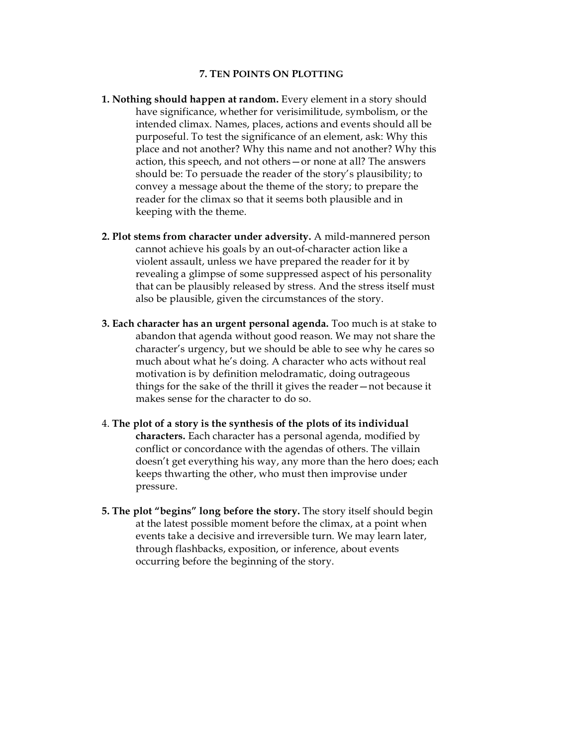## 7. Ten Points On Plotting

**1. Nothing should happen at random.** Every element in a story should have significance, whether for verisimilitude, symbolism, or the intended climax. Names, places, actions and events should all be purposeful. To test the significance of an element, ask: Why this place and not another? Why this name and not another? Why this action, this speech, and not others—or none at all? The answers should be: To persuade the reader of the story's plausibility; to convey a message about the theme of the story; to prepare the reader for the climax so that it seems both plausible and in keeping with the theme.

**2. Plot stems from character under adversity.** A mild-mannered person cannot achieve his goals by an out-of-character action like a violent assault, unless we have prepared the reader for it by revealing a glimpse of some suppressed aspect of his personality that can be plausibly released by stress. And the stress itself must also be plausible, given the circumstances of the story.

**3. Each character has an urgent personal agenda.** Too much is at stake to abandon that agenda without good reason. We may not share the character's urgency, but we should be able to see why he cares so much about what he's doing. A character who acts without real motivation is by definition melodramatic, doing outrageous things for the sake of the thrill it gives the reader—not because it makes sense for the character to do so.

4. **The plot of a story is the synthesis of the plots of its individual characters.** Each character has a personal agenda, modified by conflict or concordance with the agendas of others. The villain doesn't get everything his way, any more than the hero does; each keeps thwarting the other, who must then improvise under pressure.

**5. The plot "begins" long before the story.** The story itself should begin at the latest possible moment before the climax, at a point when events take a decisive and irreversible turn. We may learn later, through flashbacks, exposition, or inference, about events occurring before the beginning of the story.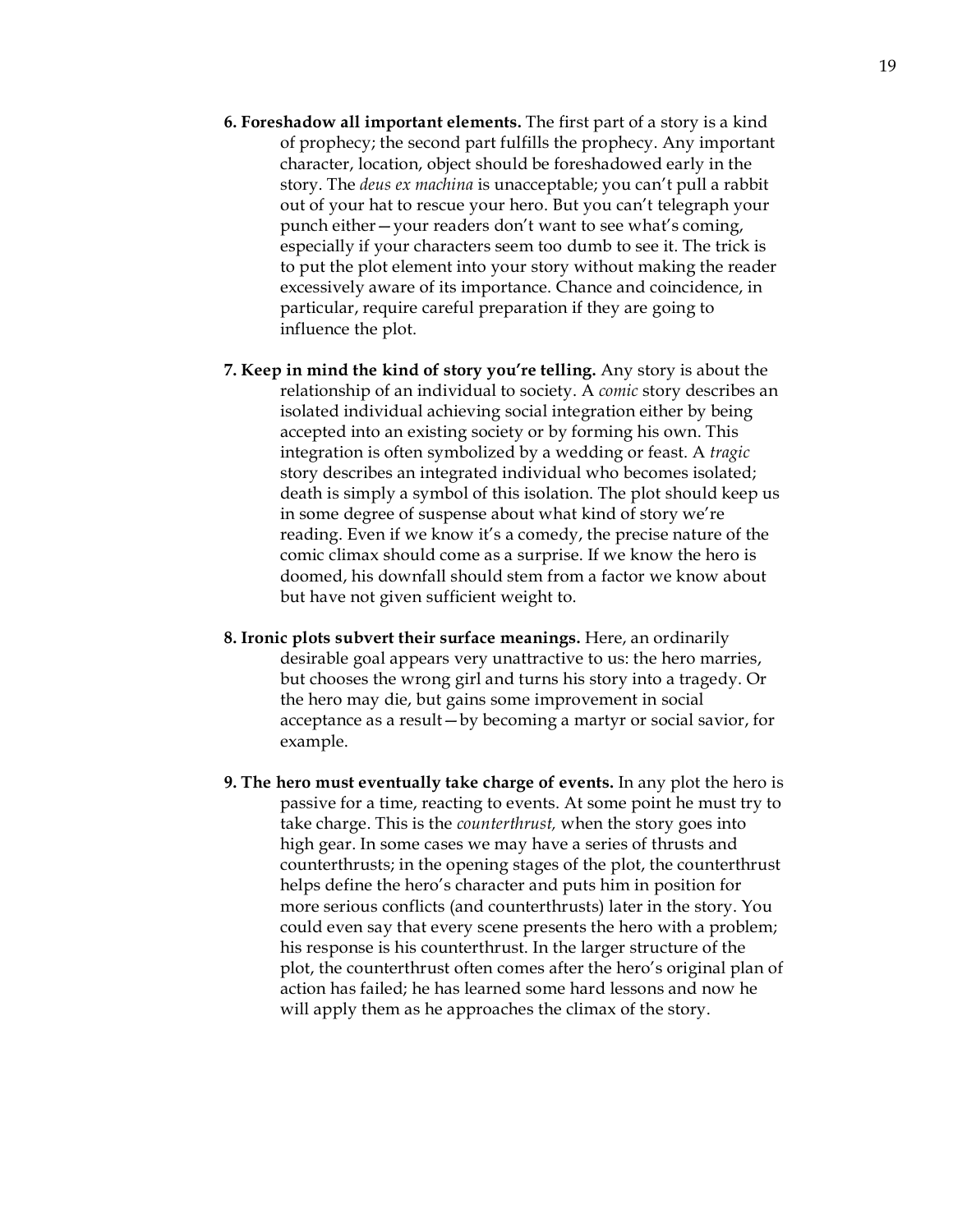**6. Foreshadow all important elements.** The first part of a story is a kind of prophecy; the second part fulfills the prophecy. Any important character, location, object should be foreshadowed early in the story. The *deus ex machina* is unacceptable; you can't pull a rabbit out of your hat to rescue your hero. But you can't telegraph your punch either—your readers don't want to see what's coming, especially if your characters seem too dumb to see it. The trick is to put the plot element into your story without making the reader excessively aware of its importance. Chance and coincidence, in particular, require careful preparation if they are going to influence the plot.

**7. Keep in mind the kind of story you're telling.** Any story is about the relationship of an individual to society. A *comic* story describes an isolated individual achieving social integration either by being accepted into an existing society or by forming his own. This integration is often symbolized by a wedding or feast. A *tragic* story describes an integrated individual who becomes isolated; death is simply a symbol of this isolation. The plot should keep us in some degree of suspense about what kind of story we're reading. Even if we know it's a comedy, the precise nature of the comic climax should come as a surprise. If we know the hero is doomed, his downfall should stem from a factor we know about but have not given sufficient weight to.

**8. Ironic plots subvert their surface meanings.** Here, an ordinarily desirable goal appears very unattractive to us: the hero marries, but chooses the wrong girl and turns his story into a tragedy. Or the hero may die, but gains some improvement in social acceptance as a result—by becoming a martyr or social savior, for example.

**9. The hero must eventually take charge of events.** In any plot the hero is passive for a time, reacting to events. At some point he must try to take charge. This is the *counterthrust,* when the story goes into high gear. In some cases we may have a series of thrusts and counterthrusts; in the opening stages of the plot, the counterthrust helps define the hero's character and puts him in position for more serious conflicts (and counterthrusts) later in the story. You could even say that every scene presents the hero with a problem; his response is his counterthrust. In the larger structure of the plot, the counterthrust often comes after the hero's original plan of action has failed; he has learned some hard lessons and now he will apply them as he approaches the climax of the story.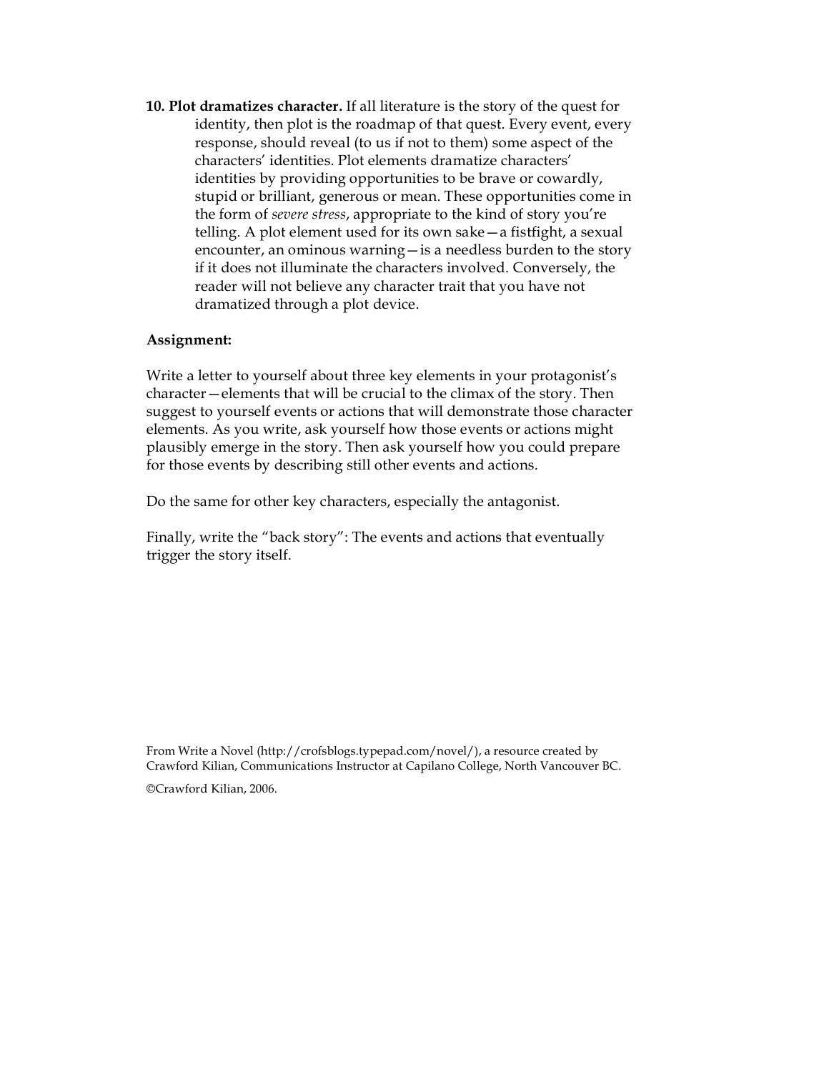**10. Plot dramatizes character.** If all literature is the story of the quest for identity, then plot is the roadmap of that quest. Every event, every response, should reveal (to us if not to them) some aspect of the characters' identities. Plot elements dramatize characters' identities by providing opportunities to be brave or cowardly, stupid or brilliant, generous or mean. These opportunities come in the form of *severe stress*, appropriate to the kind of story you're telling. A plot element used for its own sake—a fistfight, a sexual encounter, an ominous warning—is a needless burden to the story if it does not illuminate the characters involved. Conversely, the reader will not believe any character trait that you have not dramatized through a plot device.

**Assignment:**

Write a letter to yourself about three key elements in your protagonist's character—elements that will be crucial to the climax of the story. Then suggest to yourself events or actions that will demonstrate those character elements. As you write, ask yourself how those events or actions might plausibly emerge in the story. Then ask yourself how you could prepare for those events by describing still other events and actions.

Do the same for other key characters, especially the antagonist.

Finally, write the "back story": The events and actions that eventually trigger the story itself.

From Write a Novel (http://crofsblogs.typepad.com/novel/), a resource created by Crawford Kilian, Communications Instructor at Capilano College, North Vancouver BC.

©Crawford Kilian, 2006.